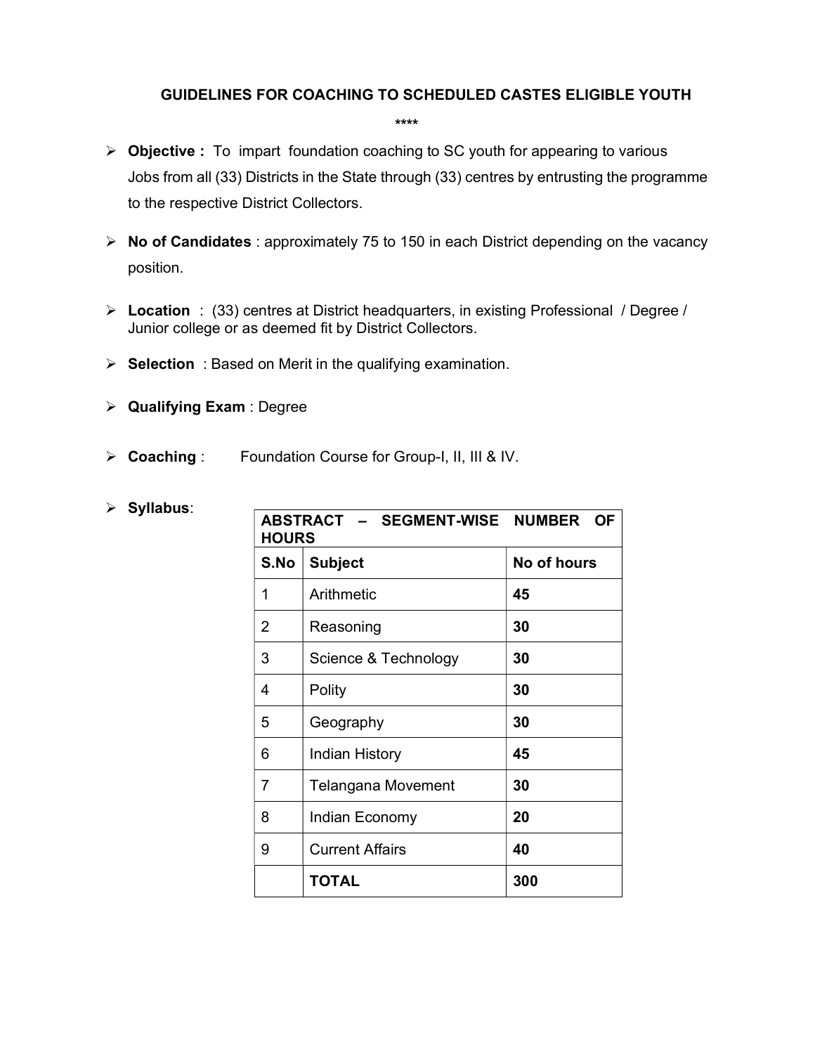# GUIDELINES FOR COACHING TO SCHEDULED CASTES ELIGIBLE YOUTH

****

- **Objective :** To impart foundation coaching to SC youth for appearing to various Jobs from all (33) Districts in the State through (33) centres by entrusting the programme to the respective District Collectors.
- **No of Candidates** : approximately 75 to 150 in each District depending on the vacancy position.
- **Location** : (33) centres at District headquarters, in existing Professional / Degree / Junior college or as deemed fit by District Collectors.
- **Selection** : Based on Merit in the qualifying examination.
- **Qualifying Exam** : Degree
- **Coaching** : Foundation Course for Group-I, II, III & IV.
- **Syllabus**:

| **ABSTRACT – SEGMENT-WISE NUMBER OF HOURS** | | |
|---|---|---|
| **S.No** | **Subject** | **No of hours** |
| 1 | Arithmetic | **45** |
| 2 | Reasoning | **30** |
| 3 | Science & Technology | **30** |
| 4 | Polity | **30** |
| 5 | Geography | **30** |
| 6 | Indian History | **45** |
| 7 | Telangana Movement | **30** |
| 8 | Indian Economy | **20** |
| 9 | Current Affairs | **40** |
| | **TOTAL** | **300** |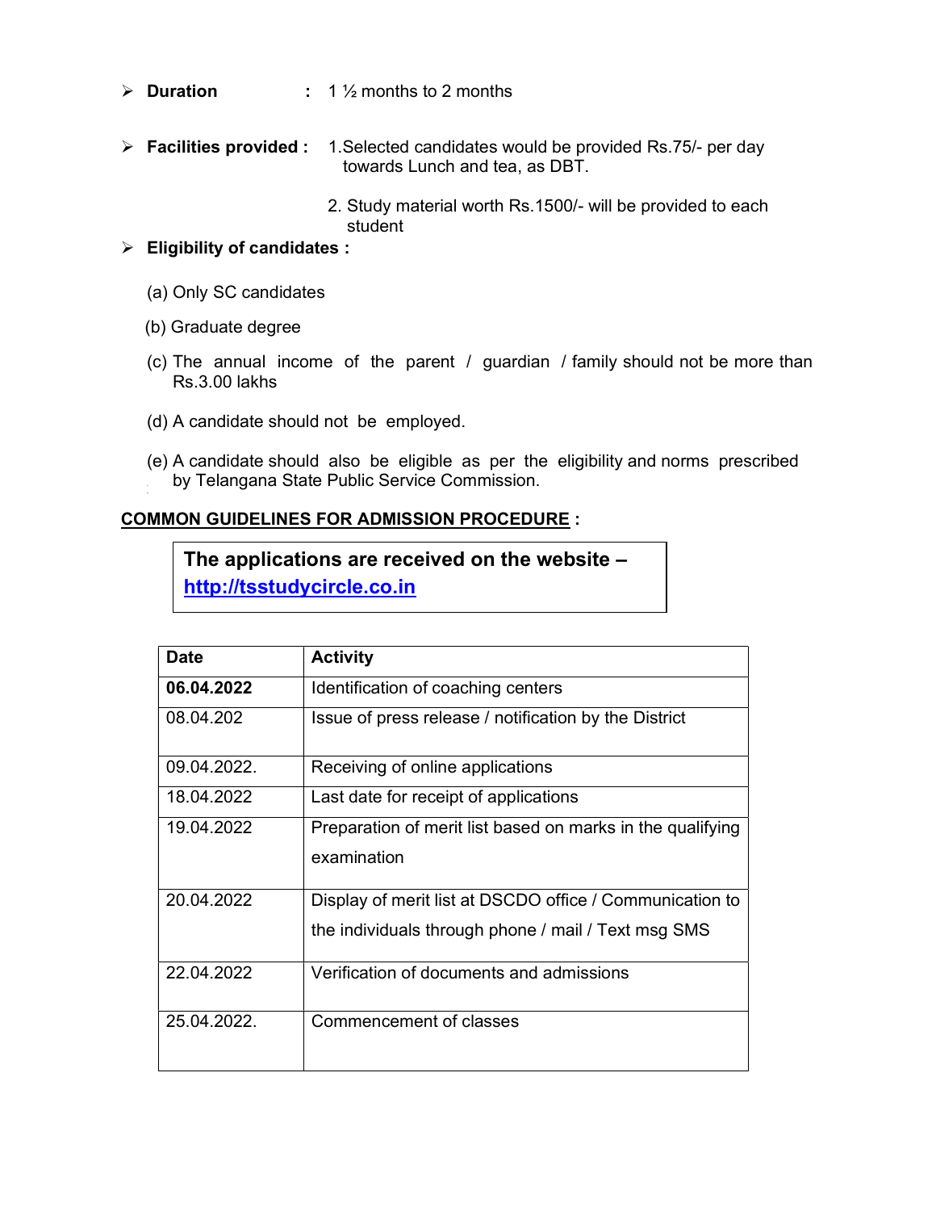- **Duration** : 1 ½ months to 2 months

- **Facilities provided :** 1. Selected candidates would be provided Rs.75/- per day towards Lunch and tea, as DBT.

  2. Study material worth Rs.1500/- will be provided to each student

- **Eligibility of candidates :**

  (a) Only SC candidates

  (b) Graduate degree

  (c) The annual income of the parent / guardian / family should not be more than Rs.3.00 lakhs

  (d) A candidate should not be employed.

  (e) A candidate should also be eligible as per the eligibility and norms prescribed by Telangana State Public Service Commission.

**COMMON GUIDELINES FOR ADMISSION PROCEDURE :**

**The applications are received on the website – [http://tsstudycircle.co.in](http://tsstudycircle.co.in)**

| Date | Activity |
|---|---|
| **06.04.2022** | Identification of coaching centers |
| 08.04.202 | Issue of press release / notification by the District |
| 09.04.2022. | Receiving of online applications |
| 18.04.2022 | Last date for receipt of applications |
| 19.04.2022 | Preparation of merit list based on marks in the qualifying examination |
| 20.04.2022 | Display of merit list at DSCDO office / Communication to the individuals through phone / mail / Text msg SMS |
| 22.04.2022 | Verification of documents and admissions |
| 25.04.2022. | Commencement of classes |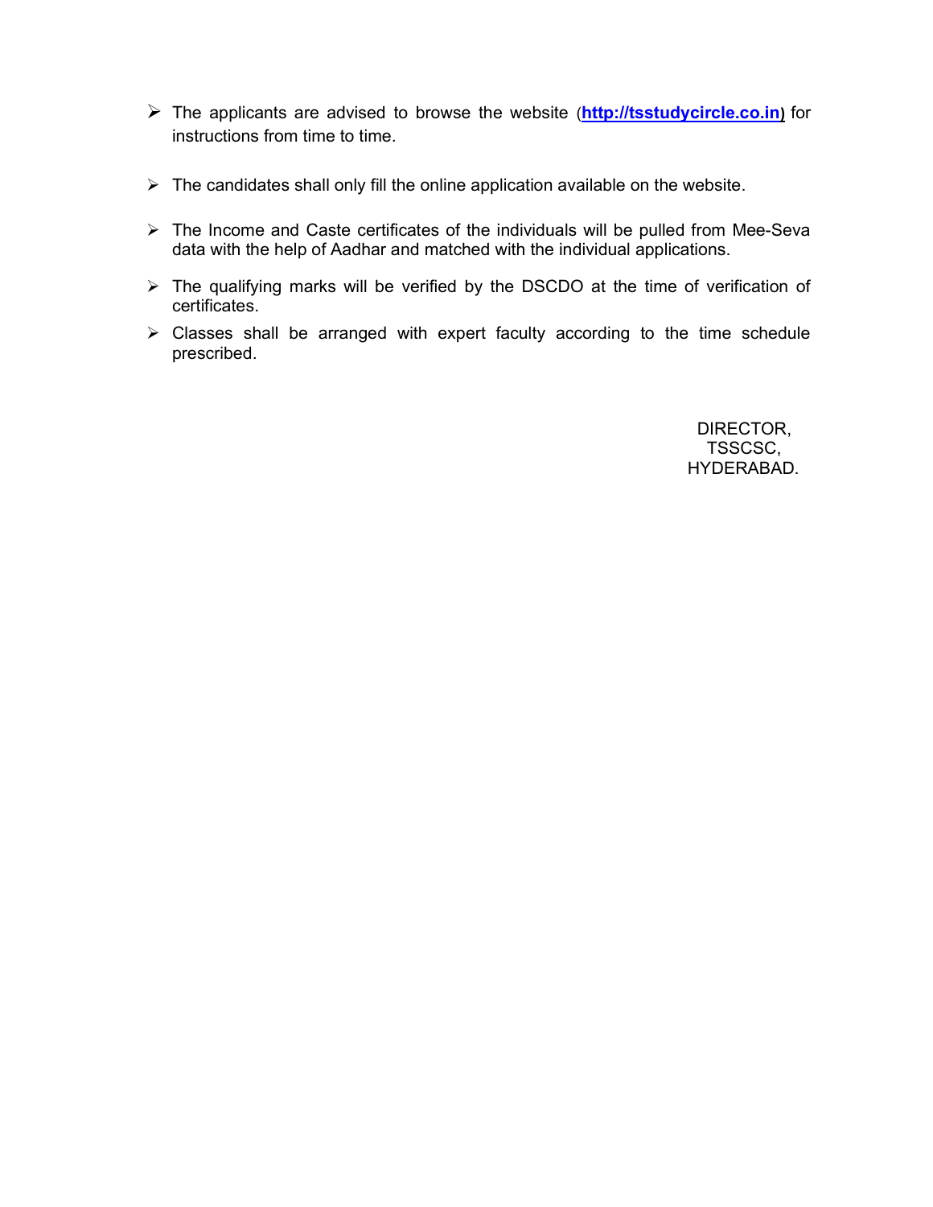- The applicants are advised to browse the website (**http://tsstudycircle.co.in**) for instructions from time to time.

- The candidates shall only fill the online application available on the website.

- The Income and Caste certificates of the individuals will be pulled from Mee-Seva data with the help of Aadhar and matched with the individual applications.

- The qualifying marks will be verified by the DSCDO at the time of verification of certificates.

- Classes shall be arranged with expert faculty according to the time schedule prescribed.

DIRECTOR,
TSSCSC,
HYDERABAD.